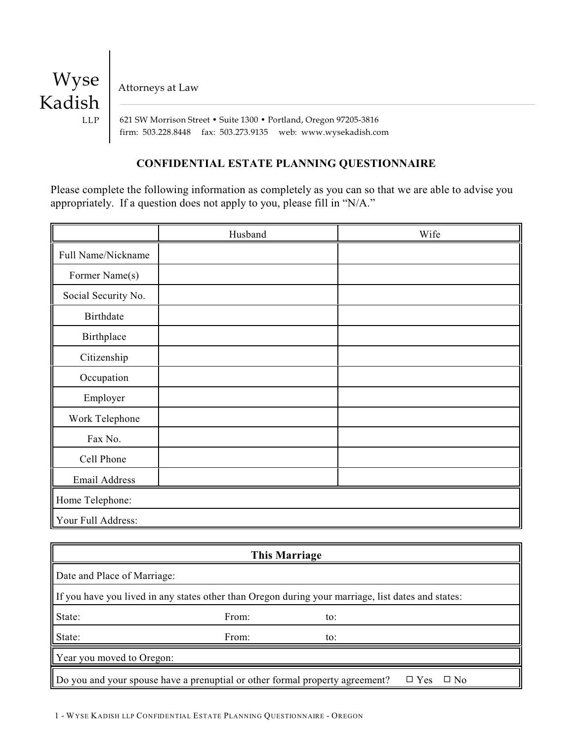Wyse Kadish LLP

Attorneys at Law

621 SW Morrison Street • Suite 1300 • Portland, Oregon 97205-3816
firm: 503.228.8448 fax: 503.273.9135 web: www.wysekadish.com

## CONFIDENTIAL ESTATE PLANNING QUESTIONNAIRE

Please complete the following information as completely as you can so that we are able to advise you appropriately. If a question does not apply to you, please fill in "N/A."

| | Husband | Wife |
|---|---|---|
| Full Name/Nickname | | |
| Former Name(s) | | |
| Social Security No. | | |
| Birthdate | | |
| Birthplace | | |
| Citizenship | | |
| Occupation | | |
| Employer | | |
| Work Telephone | | |
| Fax No. | | |
| Cell Phone | | |
| Email Address | | |
| Home Telephone: | | |
| Your Full Address: | | |

| This Marriage | | |
|---|---|---|
| Date and Place of Marriage: | | |
| If you have you lived in any states other than Oregon during your marriage, list dates and states: | | |
| State: | From: | to: |
| State: | From: | to: |
| Year you moved to Oregon: | | |
| Do you and your spouse have a prenuptial or other formal property agreement? ☐ Yes ☐ No | | |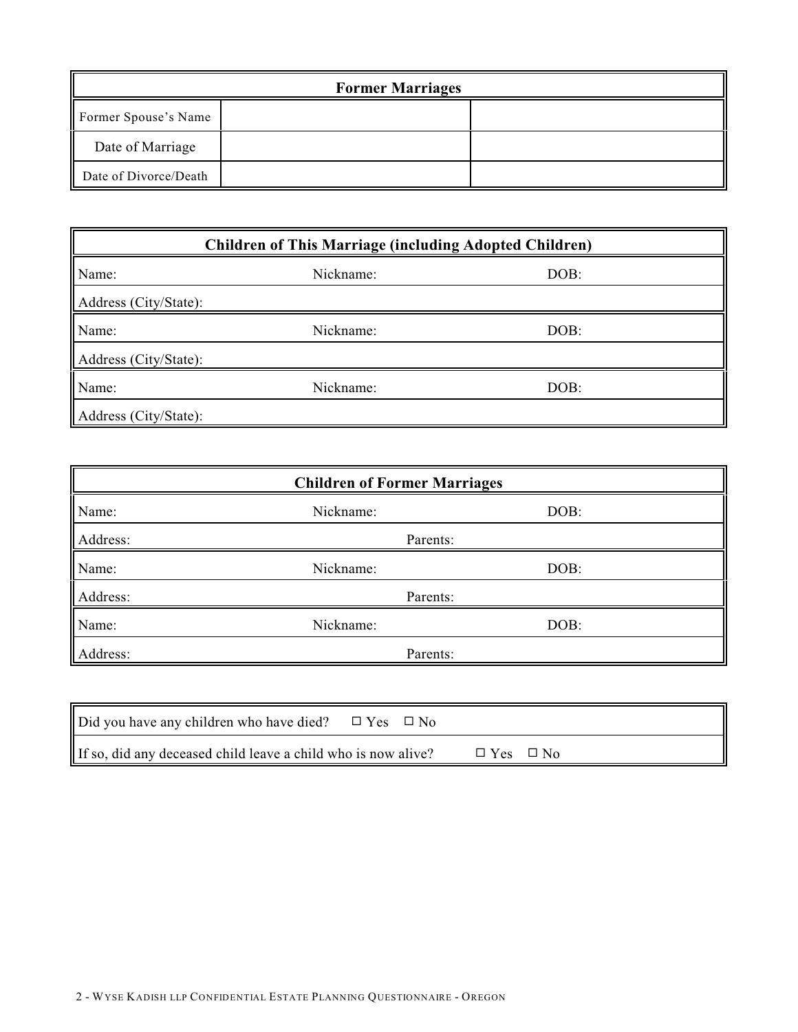| Former Marriages | | |
|---|---|---|
| Former Spouse's Name | | |
| Date of Marriage | | |
| Date of Divorce/Death | | |

| Children of This Marriage (including Adopted Children) | | |
|---|---|---|
| Name: | Nickname: | DOB: |
| Address (City/State): | | |
| Name: | Nickname: | DOB: |
| Address (City/State): | | |
| Name: | Nickname: | DOB: |
| Address (City/State): | | |

| Children of Former Marriages | | |
|---|---|---|
| Name: | Nickname: | DOB: |
| Address: | Parents: | |
| Name: | Nickname: | DOB: |
| Address: | Parents: | |
| Name: | Nickname: | DOB: |
| Address: | Parents: | |

| | |
|---|---|
| Did you have any children who have died? | ☐ Yes ☐ No |
| If so, did any deceased child leave a child who is now alive? | ☐ Yes ☐ No |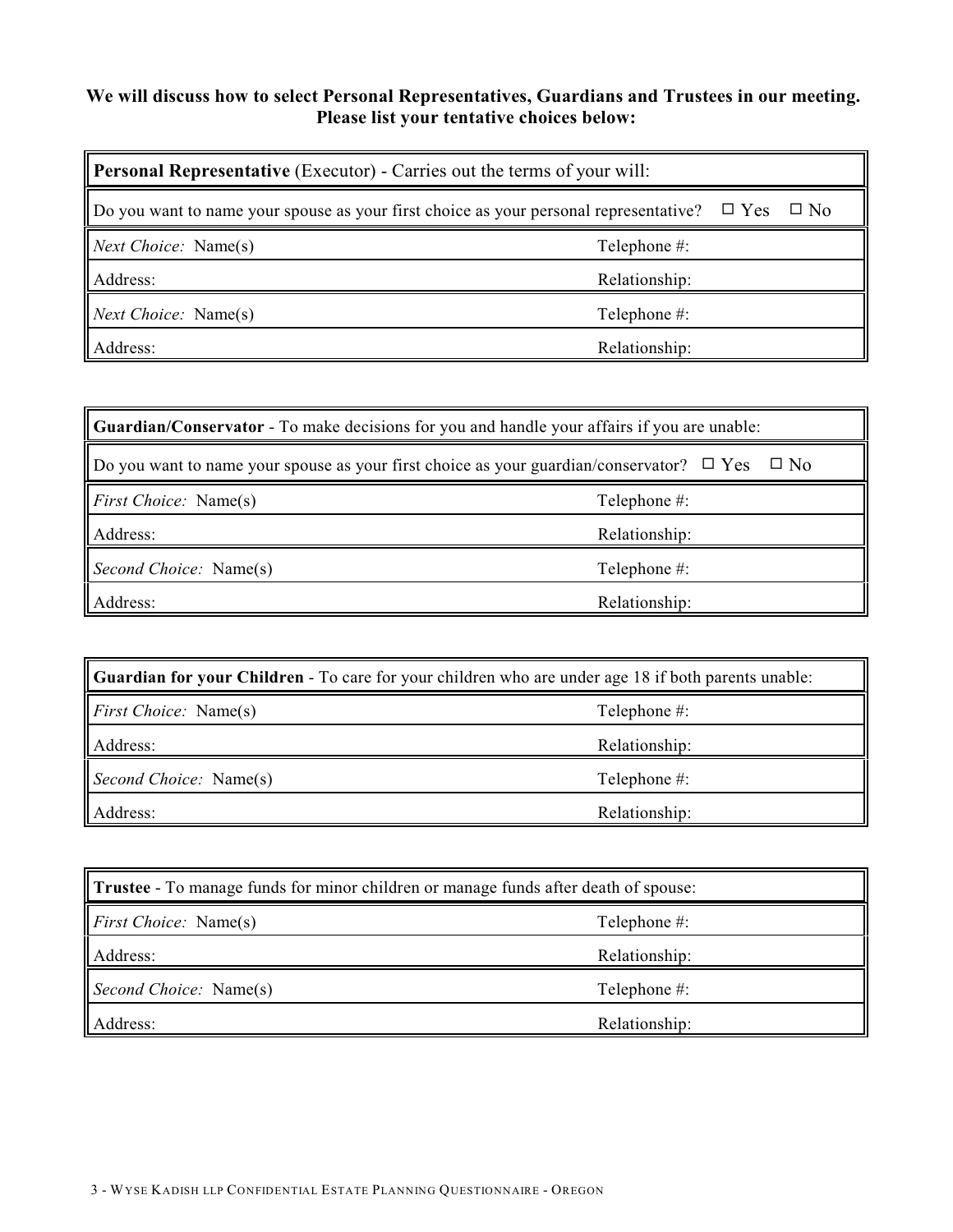**We will discuss how to select Personal Representatives, Guardians and Trustees in our meeting. Please list your tentative choices below:**

| **Personal Representative** (Executor) - Carries out the terms of your will: | |
|---|---|
| Do you want to name your spouse as your first choice as your personal representative? ☐ Yes ☐ No | |
| *Next Choice:* Name(s) | Telephone #: |
| Address: | Relationship: |
| *Next Choice:* Name(s) | Telephone #: |
| Address: | Relationship: |

| **Guardian/Conservator** - To make decisions for you and handle your affairs if you are unable: | |
|---|---|
| Do you want to name your spouse as your first choice as your guardian/conservator? ☐ Yes ☐ No | |
| *First Choice:* Name(s) | Telephone #: |
| Address: | Relationship: |
| *Second Choice:* Name(s) | Telephone #: |
| Address: | Relationship: |

| **Guardian for your Children** - To care for your children who are under age 18 if both parents unable: | |
|---|---|
| *First Choice:* Name(s) | Telephone #: |
| Address: | Relationship: |
| *Second Choice:* Name(s) | Telephone #: |
| Address: | Relationship: |

| **Trustee** - To manage funds for minor children or manage funds after death of spouse: | |
|---|---|
| *First Choice:* Name(s) | Telephone #: |
| Address: | Relationship: |
| *Second Choice:* Name(s) | Telephone #: |
| Address: | Relationship: |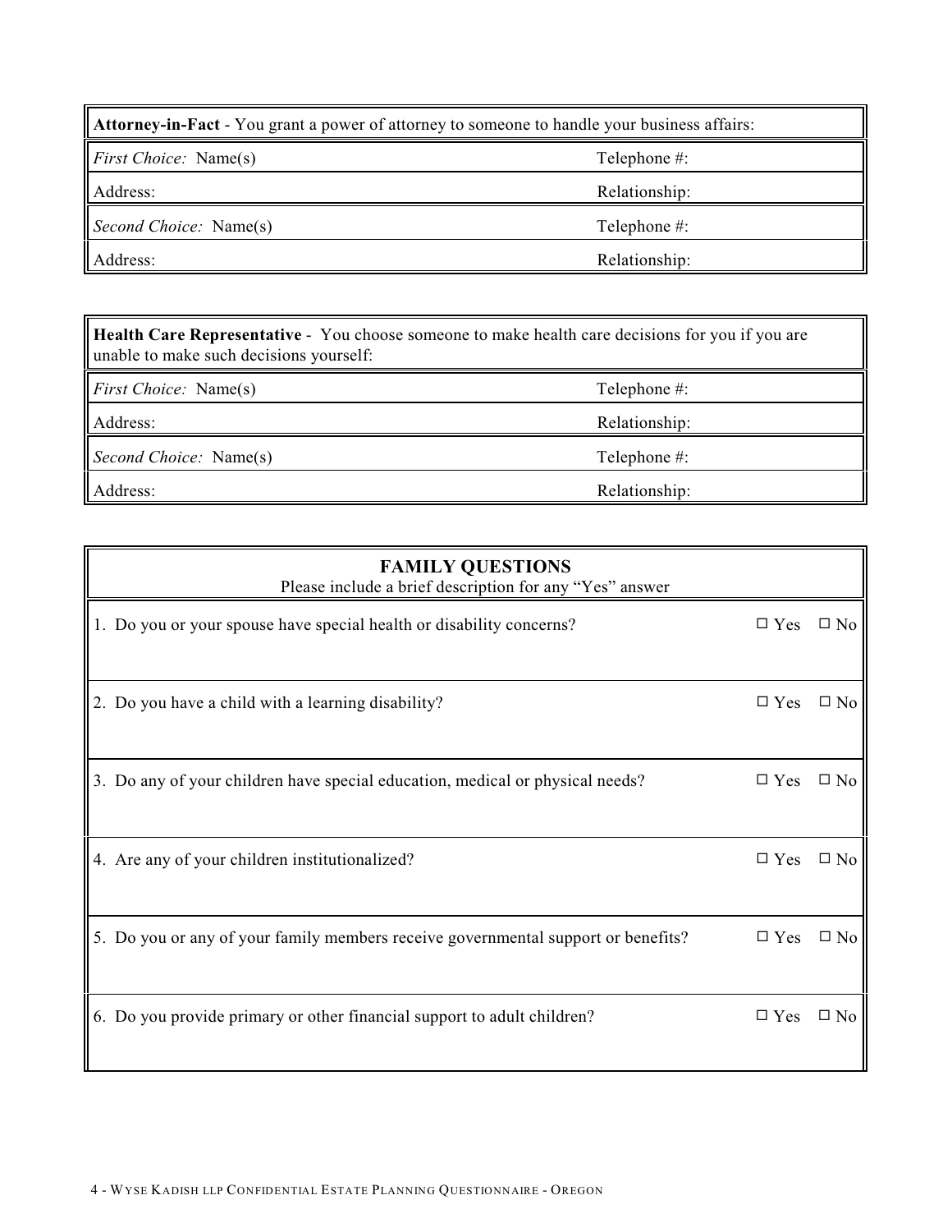| **Attorney-in-Fact** - You grant a power of attorney to someone to handle your business affairs: | |
|---|---|
| *First Choice:* Name(s) | Telephone #: |
| Address: | Relationship: |
| *Second Choice:* Name(s) | Telephone #: |
| Address: | Relationship: |

| **Health Care Representative** - You choose someone to make health care decisions for you if you are unable to make such decisions yourself: | |
|---|---|
| *First Choice:* Name(s) | Telephone #: |
| Address: | Relationship: |
| *Second Choice:* Name(s) | Telephone #: |
| Address: | Relationship: |

| **FAMILY QUESTIONS**<br>Please include a brief description for any "Yes" answer | | |
|---|---|---|
| 1. Do you or your spouse have special health or disability concerns? | ☐ Yes | ☐ No |
| 2. Do you have a child with a learning disability? | ☐ Yes | ☐ No |
| 3. Do any of your children have special education, medical or physical needs? | ☐ Yes | ☐ No |
| 4. Are any of your children institutionalized? | ☐ Yes | ☐ No |
| 5. Do you or any of your family members receive governmental support or benefits? | ☐ Yes | ☐ No |
| 6. Do you provide primary or other financial support to adult children? | ☐ Yes | ☐ No |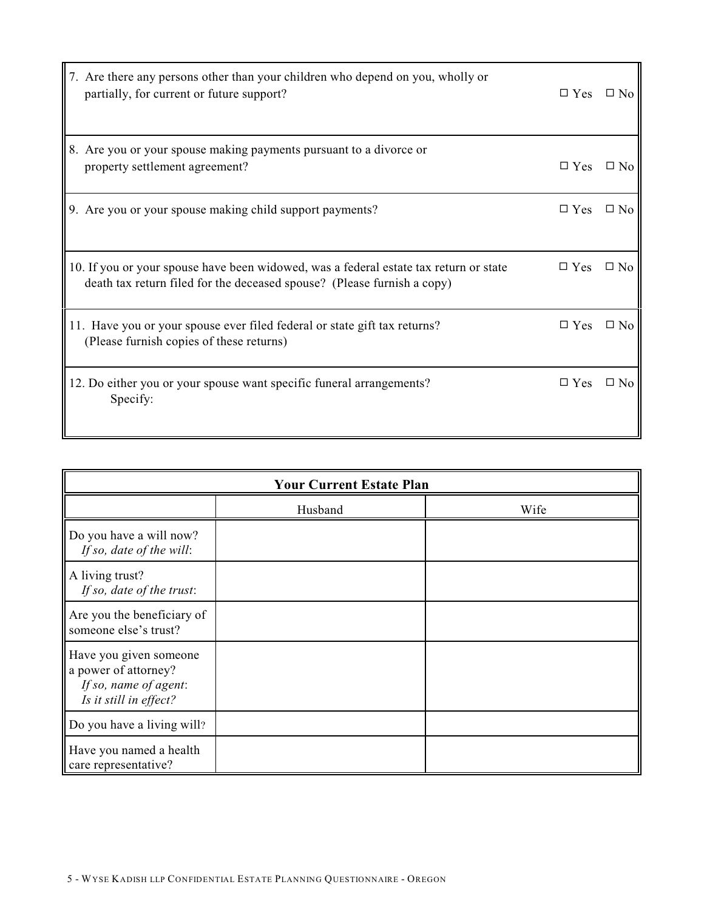| | |
|---|---|
| 7. Are there any persons other than your children who depend on you, wholly or partially, for current or future support? | ☐ Yes ☐ No |
| 8. Are you or your spouse making payments pursuant to a divorce or property settlement agreement? | ☐ Yes ☐ No |
| 9. Are you or your spouse making child support payments? | ☐ Yes ☐ No |
| 10. If you or your spouse have been widowed, was a federal estate tax return or state death tax return filed for the deceased spouse? (Please furnish a copy) | ☐ Yes ☐ No |
| 11. Have you or your spouse ever filed federal or state gift tax returns? (Please furnish copies of these returns) | ☐ Yes ☐ No |
| 12. Do either you or your spouse want specific funeral arrangements? Specify: | ☐ Yes ☐ No |

| **Your Current Estate Plan** | | |
|---|---|---|
| | Husband | Wife |
| Do you have a will now? *If so, date of the will*: | | |
| A living trust? *If so, date of the trust*: | | |
| Are you the beneficiary of someone else's trust? | | |
| Have you given someone a power of attorney? *If so, name of agent*: *Is it still in effect?* | | |
| Do you have a living will? | | |
| Have you named a health care representative? | | |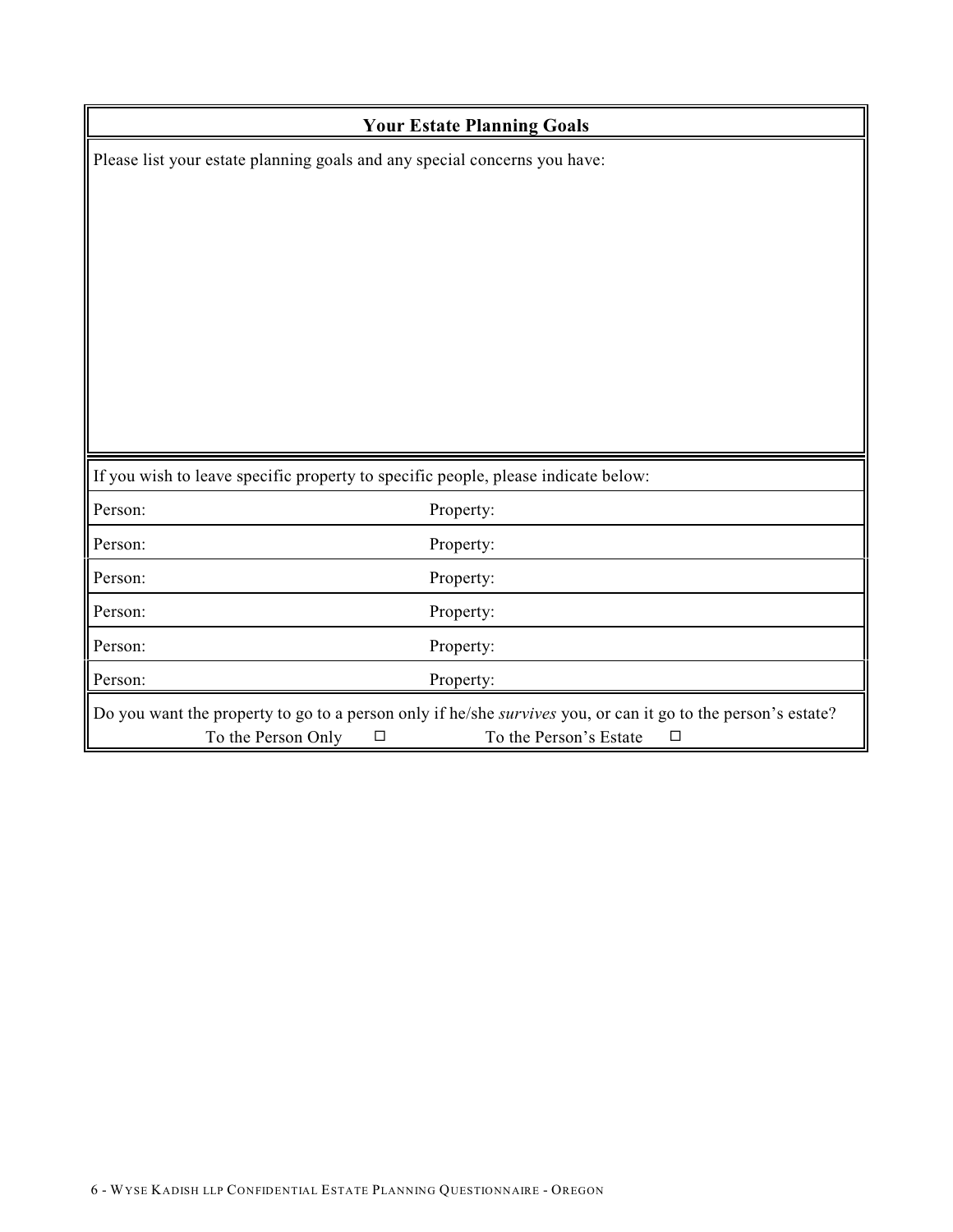## Your Estate Planning Goals

Please list your estate planning goals and any special concerns you have:

If you wish to leave specific property to specific people, please indicate below:

| Person: | Property: |
|---|---|
| Person: | Property: |
| Person: | Property: |
| Person: | Property: |
| Person: | Property: |
| Person: | Property: |

Do you want the property to go to a person only if he/she *survives* you, or can it go to the person's estate?

To the Person Only ☐ To the Person's Estate ☐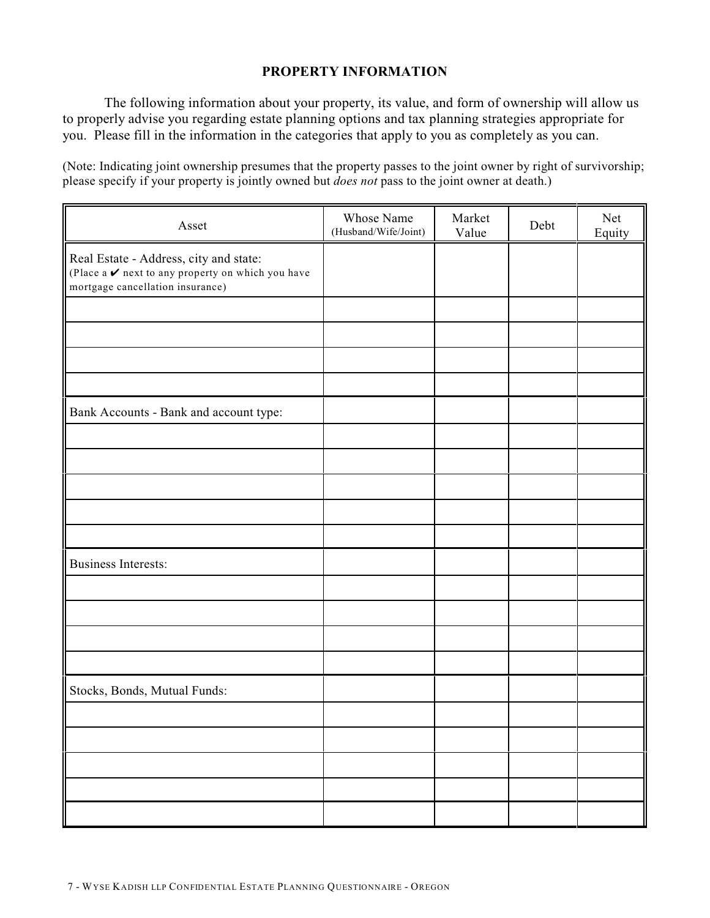## PROPERTY INFORMATION

The following information about your property, its value, and form of ownership will allow us to properly advise you regarding estate planning options and tax planning strategies appropriate for you. Please fill in the information in the categories that apply to you as completely as you can.

(Note: Indicating joint ownership presumes that the property passes to the joint owner by right of survivorship; please specify if your property is jointly owned but *does not* pass to the joint owner at death.)

| Asset | Whose Name (Husband/Wife/Joint) | Market Value | Debt | Net Equity |
|---|---|---|---|---|
| Real Estate - Address, city and state: (Place a ✔ next to any property on which you have mortgage cancellation insurance) | | | | |
| | | | | |
| | | | | |
| | | | | |
| | | | | |
| Bank Accounts - Bank and account type: | | | | |
| | | | | |
| | | | | |
| | | | | |
| | | | | |
| | | | | |
| Business Interests: | | | | |
| | | | | |
| | | | | |
| | | | | |
| | | | | |
| Stocks, Bonds, Mutual Funds: | | | | |
| | | | | |
| | | | | |
| | | | | |
| | | | | |
| | | | | |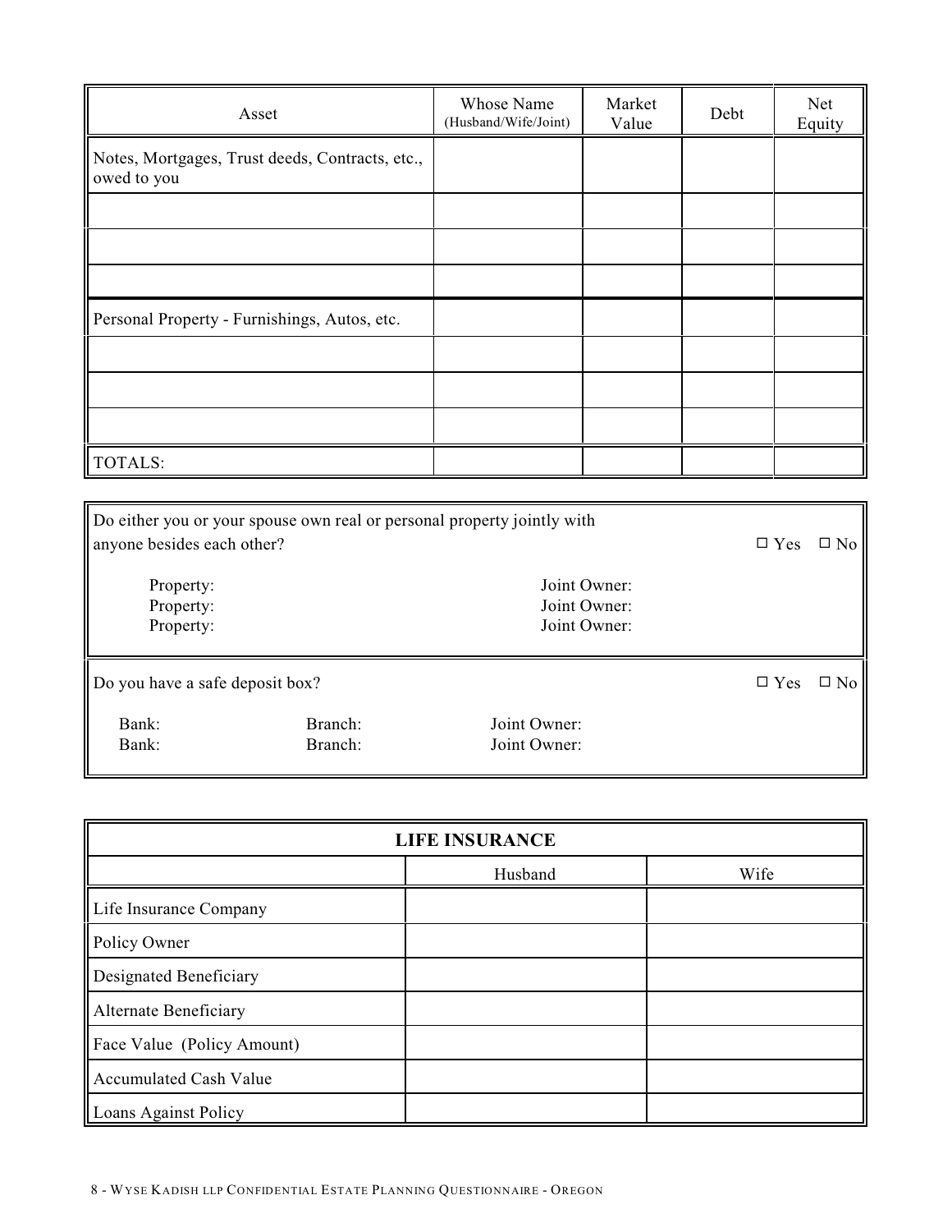| Asset | Whose Name (Husband/Wife/Joint) | Market Value | Debt | Net Equity |
|---|---|---|---|---|
| Notes, Mortgages, Trust deeds, Contracts, etc., owed to you | | | | |
| | | | | |
| | | | | |
| | | | | |
| Personal Property - Furnishings, Autos, etc. | | | | |
| | | | | |
| | | | | |
| | | | | |
| TOTALS: | | | | |

Do either you or your spouse own real or personal property jointly with anyone besides each other? ☐ Yes ☐ No

Property: Joint Owner:
Property: Joint Owner:
Property: Joint Owner:

Do you have a safe deposit box? ☐ Yes ☐ No

Bank: Branch: Joint Owner:
Bank: Branch: Joint Owner:

| LIFE INSURANCE | | |
|---|---|---|
| | Husband | Wife |
| Life Insurance Company | | |
| Policy Owner | | |
| Designated Beneficiary | | |
| Alternate Beneficiary | | |
| Face Value (Policy Amount) | | |
| Accumulated Cash Value | | |
| Loans Against Policy | | |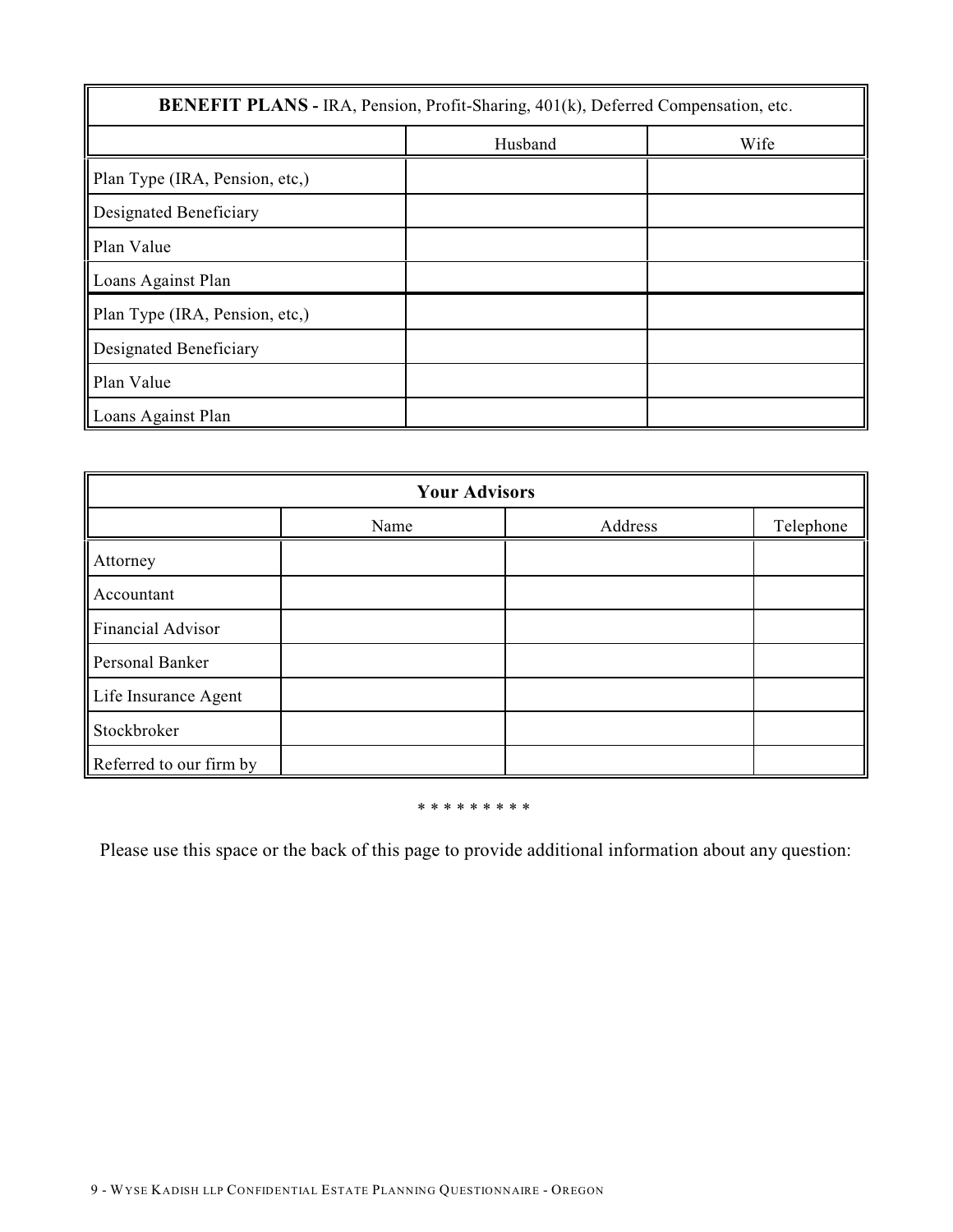| **BENEFIT PLANS -** IRA, Pension, Profit-Sharing, 401(k), Deferred Compensation, etc. | | |
|---|---|---|
| | Husband | Wife |
| Plan Type (IRA, Pension, etc,) | | |
| Designated Beneficiary | | |
| Plan Value | | |
| Loans Against Plan | | |
| Plan Type (IRA, Pension, etc,) | | |
| Designated Beneficiary | | |
| Plan Value | | |
| Loans Against Plan | | |

| **Your Advisors** | | | |
|---|---|---|---|
| | Name | Address | Telephone |
| Attorney | | | |
| Accountant | | | |
| Financial Advisor | | | |
| Personal Banker | | | |
| Life Insurance Agent | | | |
| Stockbroker | | | |
| Referred to our firm by | | | |

* * * * * * * * *

Please use this space or the back of this page to provide additional information about any question: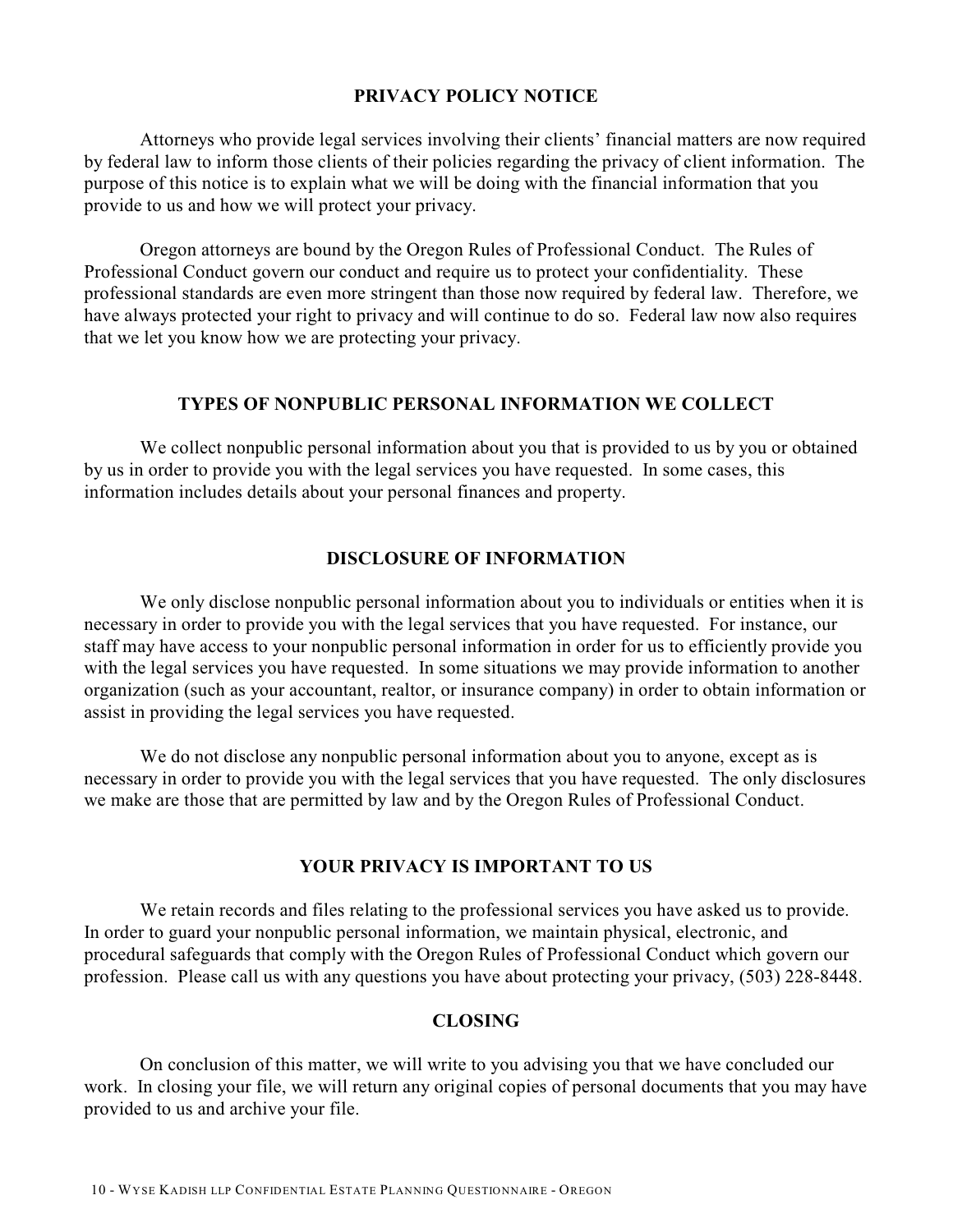## PRIVACY POLICY NOTICE

Attorneys who provide legal services involving their clients' financial matters are now required by federal law to inform those clients of their policies regarding the privacy of client information. The purpose of this notice is to explain what we will be doing with the financial information that you provide to us and how we will protect your privacy.

Oregon attorneys are bound by the Oregon Rules of Professional Conduct. The Rules of Professional Conduct govern our conduct and require us to protect your confidentiality. These professional standards are even more stringent than those now required by federal law. Therefore, we have always protected your right to privacy and will continue to do so. Federal law now also requires that we let you know how we are protecting your privacy.

## TYPES OF NONPUBLIC PERSONAL INFORMATION WE COLLECT

We collect nonpublic personal information about you that is provided to us by you or obtained by us in order to provide you with the legal services you have requested. In some cases, this information includes details about your personal finances and property.

## DISCLOSURE OF INFORMATION

We only disclose nonpublic personal information about you to individuals or entities when it is necessary in order to provide you with the legal services that you have requested. For instance, our staff may have access to your nonpublic personal information in order for us to efficiently provide you with the legal services you have requested. In some situations we may provide information to another organization (such as your accountant, realtor, or insurance company) in order to obtain information or assist in providing the legal services you have requested.

We do not disclose any nonpublic personal information about you to anyone, except as is necessary in order to provide you with the legal services that you have requested. The only disclosures we make are those that are permitted by law and by the Oregon Rules of Professional Conduct.

## YOUR PRIVACY IS IMPORTANT TO US

We retain records and files relating to the professional services you have asked us to provide. In order to guard your nonpublic personal information, we maintain physical, electronic, and procedural safeguards that comply with the Oregon Rules of Professional Conduct which govern our profession. Please call us with any questions you have about protecting your privacy, (503) 228-8448.

## CLOSING

On conclusion of this matter, we will write to you advising you that we have concluded our work. In closing your file, we will return any original copies of personal documents that you may have provided to us and archive your file.